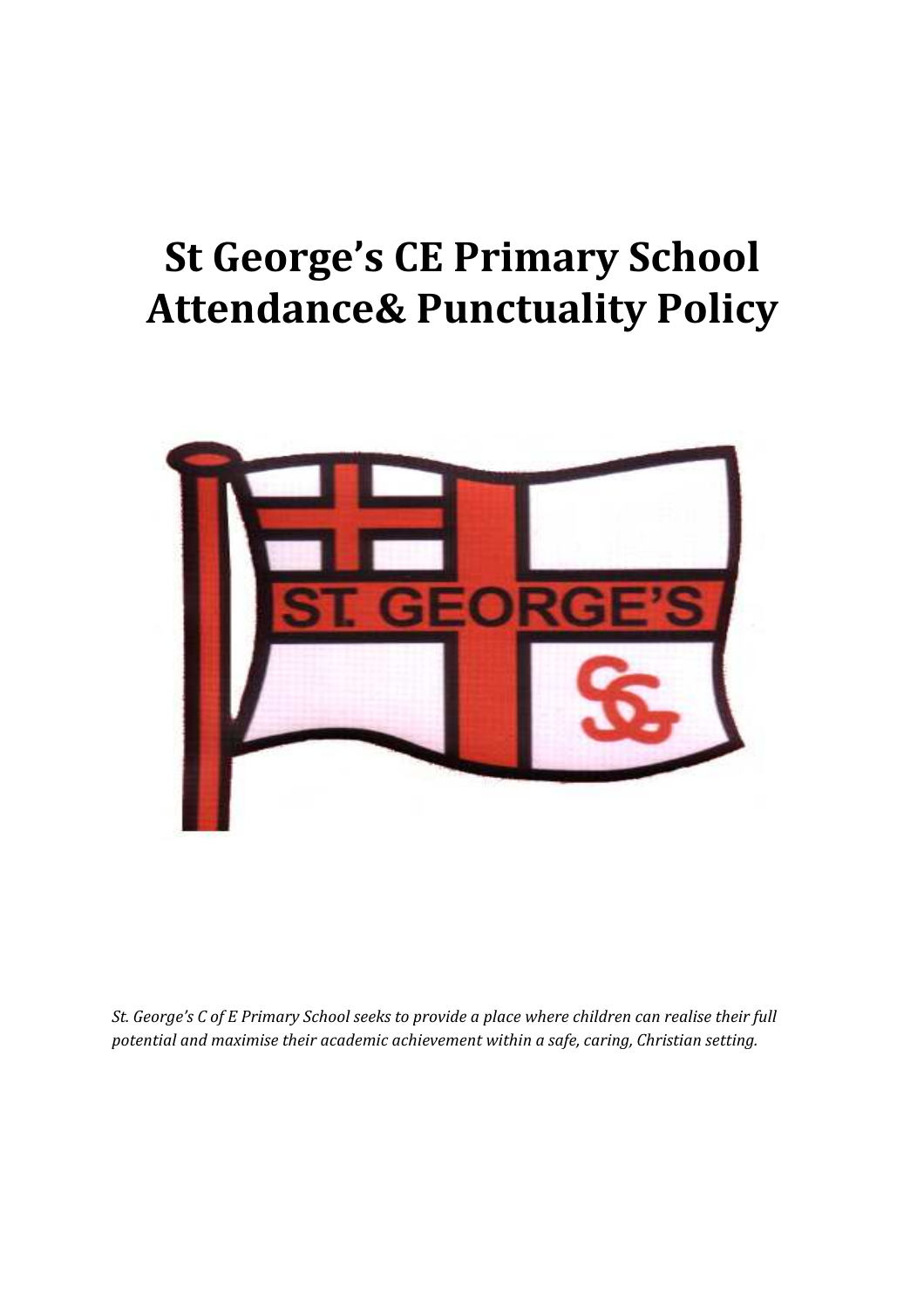# St George's CE Primary School Attendance& Punctuality Policy

*St. George's C of E Primary School seeks to provide a place where children can realise their full potential and maximise their academic achievement within a safe, caring, Christian setting.*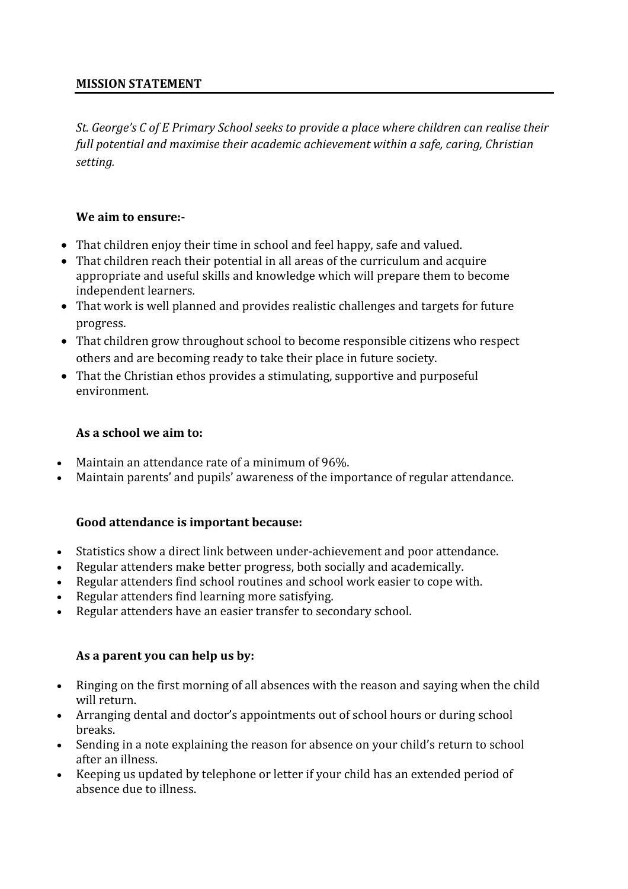## MISSION STATEMENT

*St. George's C of E Primary School seeks to provide a place where children can realise their full potential and maximise their academic achievement within a safe, caring, Christian setting.*

**We aim to ensure:-**

- That children enjoy their time in school and feel happy, safe and valued.
- That children reach their potential in all areas of the curriculum and acquire appropriate and useful skills and knowledge which will prepare them to become independent learners.
- That work is well planned and provides realistic challenges and targets for future progress.
- That children grow throughout school to become responsible citizens who respect others and are becoming ready to take their place in future society.
- That the Christian ethos provides a stimulating, supportive and purposeful environment.

**As a school we aim to:**

- Maintain an attendance rate of a minimum of 96%.
- Maintain parents' and pupils' awareness of the importance of regular attendance.

**Good attendance is important because:**

- Statistics show a direct link between under-achievement and poor attendance.
- Regular attenders make better progress, both socially and academically.
- Regular attenders find school routines and school work easier to cope with.
- Regular attenders find learning more satisfying.
- Regular attenders have an easier transfer to secondary school.

**As a parent you can help us by:**

- Ringing on the first morning of all absences with the reason and saying when the child will return.
- Arranging dental and doctor's appointments out of school hours or during school breaks.
- Sending in a note explaining the reason for absence on your child's return to school after an illness.
- Keeping us updated by telephone or letter if your child has an extended period of absence due to illness.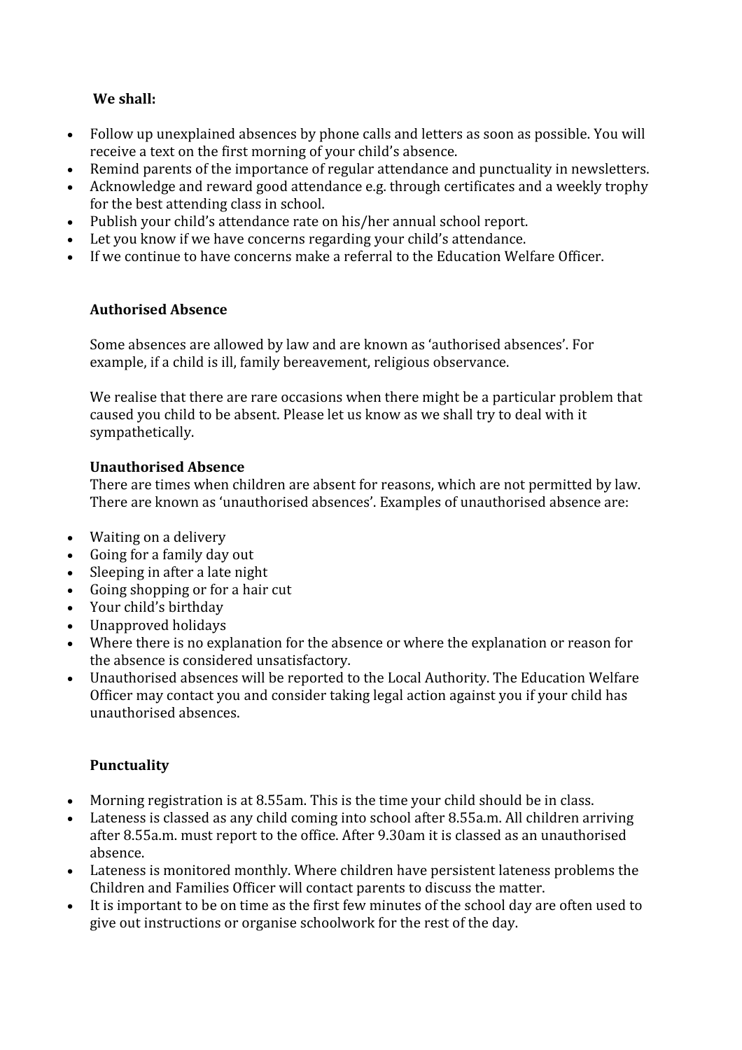**We shall:**

- Follow up unexplained absences by phone calls and letters as soon as possible. You will receive a text on the first morning of your child's absence.
- Remind parents of the importance of regular attendance and punctuality in newsletters.
- Acknowledge and reward good attendance e.g. through certificates and a weekly trophy for the best attending class in school.
- Publish your child's attendance rate on his/her annual school report.
- Let you know if we have concerns regarding your child's attendance.
- If we continue to have concerns make a referral to the Education Welfare Officer.

**Authorised Absence**

Some absences are allowed by law and are known as 'authorised absences'. For example, if a child is ill, family bereavement, religious observance.

We realise that there are rare occasions when there might be a particular problem that caused you child to be absent. Please let us know as we shall try to deal with it sympathetically.

**Unauthorised Absence**

There are times when children are absent for reasons, which are not permitted by law. There are known as 'unauthorised absences'. Examples of unauthorised absence are:

- Waiting on a delivery
- Going for a family day out
- Sleeping in after a late night
- Going shopping or for a hair cut
- Your child's birthday
- Unapproved holidays
- Where there is no explanation for the absence or where the explanation or reason for the absence is considered unsatisfactory.
- Unauthorised absences will be reported to the Local Authority. The Education Welfare Officer may contact you and consider taking legal action against you if your child has unauthorised absences.

**Punctuality**

- Morning registration is at 8.55am. This is the time your child should be in class.
- Lateness is classed as any child coming into school after 8.55a.m. All children arriving after 8.55a.m. must report to the office. After 9.30am it is classed as an unauthorised absence.
- Lateness is monitored monthly. Where children have persistent lateness problems the Children and Families Officer will contact parents to discuss the matter.
- It is important to be on time as the first few minutes of the school day are often used to give out instructions or organise schoolwork for the rest of the day.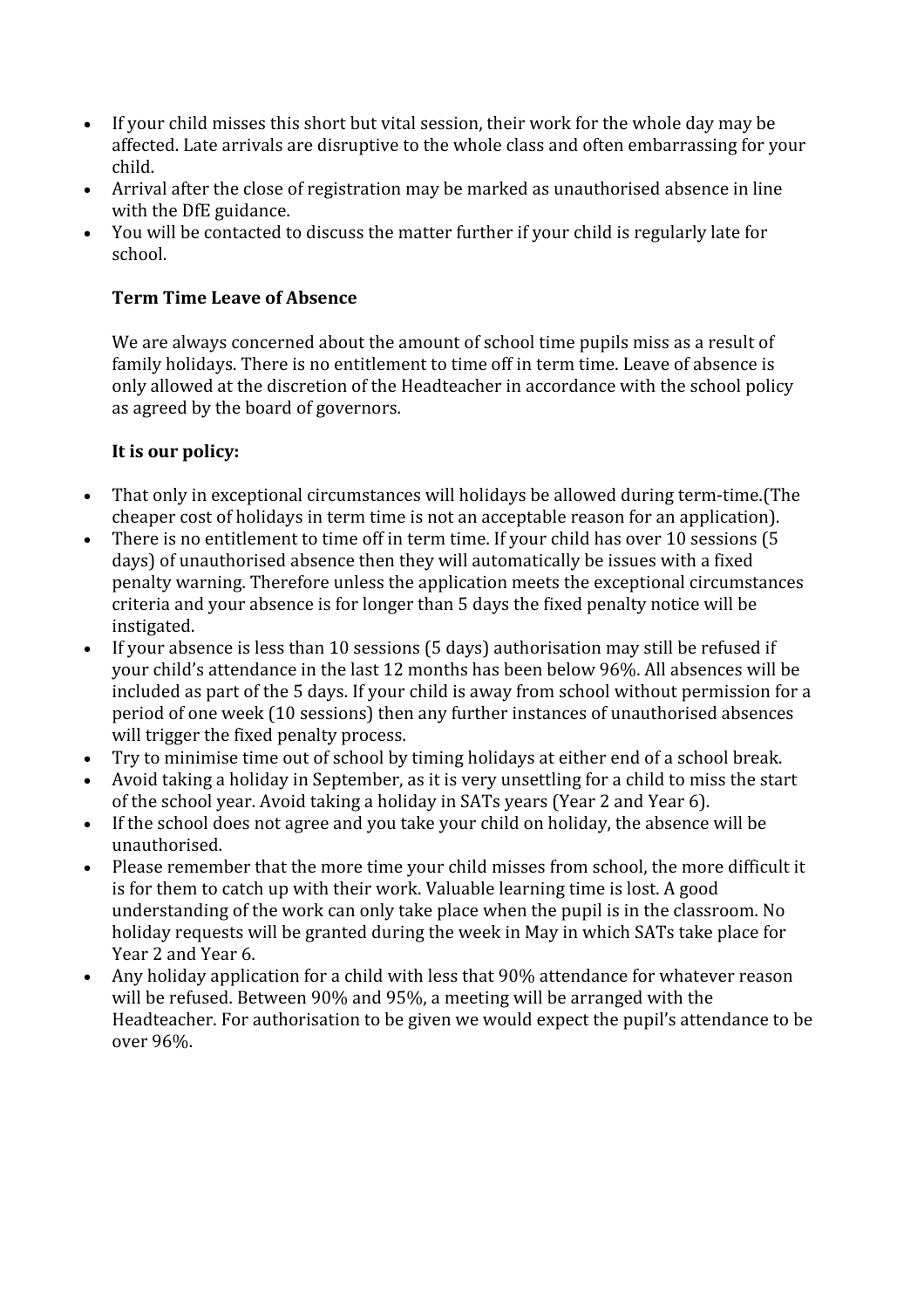- If your child misses this short but vital session, their work for the whole day may be affected. Late arrivals are disruptive to the whole class and often embarrassing for your child.
- Arrival after the close of registration may be marked as unauthorised absence in line with the DfE guidance.
- You will be contacted to discuss the matter further if your child is regularly late for school.

**Term Time Leave of Absence**

We are always concerned about the amount of school time pupils miss as a result of family holidays. There is no entitlement to time off in term time. Leave of absence is only allowed at the discretion of the Headteacher in accordance with the school policy as agreed by the board of governors.

**It is our policy:**

- That only in exceptional circumstances will holidays be allowed during term-time.(The cheaper cost of holidays in term time is not an acceptable reason for an application).
- There is no entitlement to time off in term time. If your child has over 10 sessions (5 days) of unauthorised absence then they will automatically be issues with a fixed penalty warning. Therefore unless the application meets the exceptional circumstances criteria and your absence is for longer than 5 days the fixed penalty notice will be instigated.
- If your absence is less than 10 sessions (5 days) authorisation may still be refused if your child's attendance in the last 12 months has been below 96%. All absences will be included as part of the 5 days. If your child is away from school without permission for a period of one week (10 sessions) then any further instances of unauthorised absences will trigger the fixed penalty process.
- Try to minimise time out of school by timing holidays at either end of a school break.
- Avoid taking a holiday in September, as it is very unsettling for a child to miss the start of the school year. Avoid taking a holiday in SATs years (Year 2 and Year 6).
- If the school does not agree and you take your child on holiday, the absence will be unauthorised.
- Please remember that the more time your child misses from school, the more difficult it is for them to catch up with their work. Valuable learning time is lost. A good understanding of the work can only take place when the pupil is in the classroom. No holiday requests will be granted during the week in May in which SATs take place for Year 2 and Year 6.
- Any holiday application for a child with less that 90% attendance for whatever reason will be refused. Between 90% and 95%, a meeting will be arranged with the Headteacher. For authorisation to be given we would expect the pupil's attendance to be over 96%.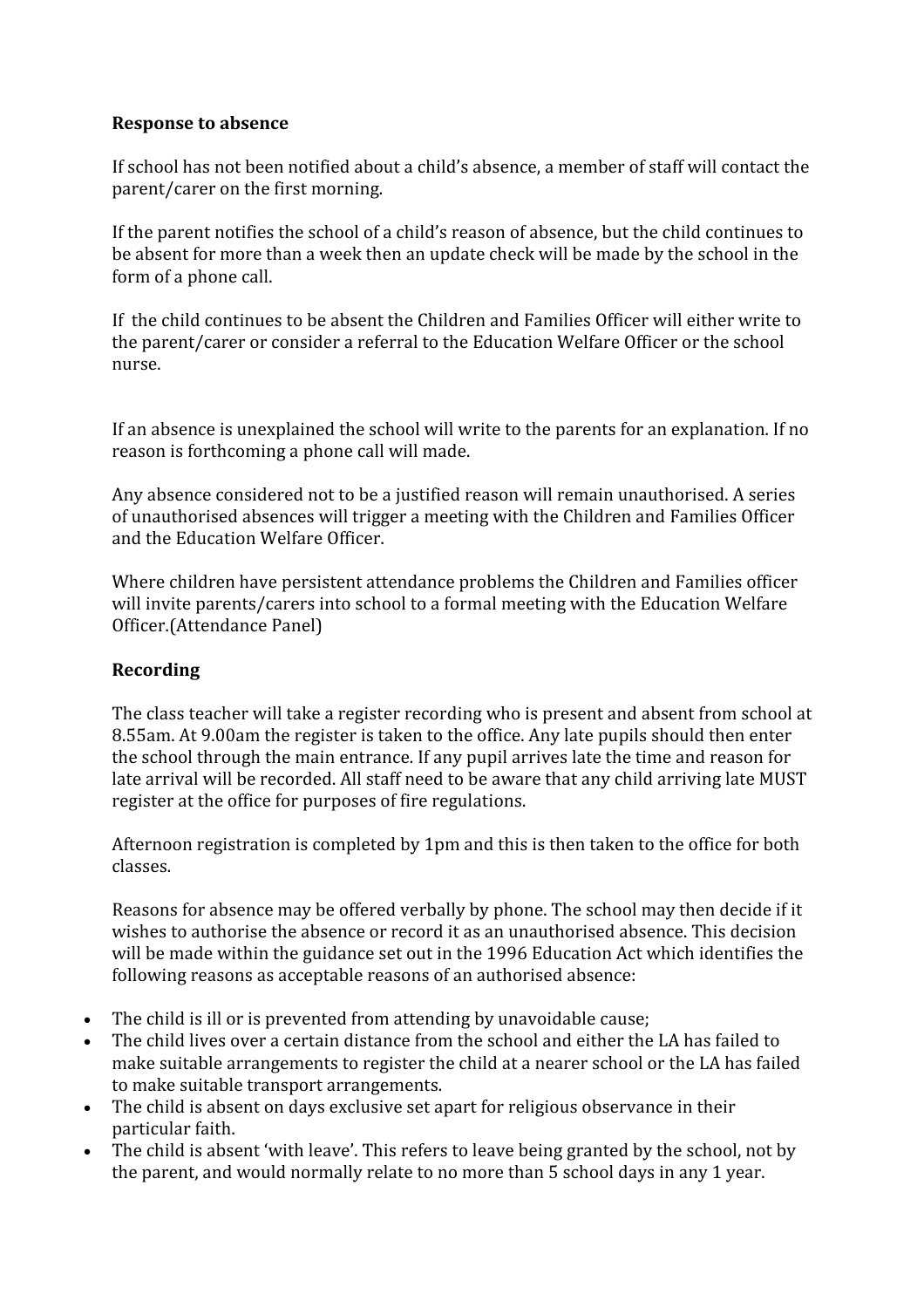**Response to absence**

If school has not been notified about a child's absence, a member of staff will contact the parent/carer on the first morning.

If the parent notifies the school of a child's reason of absence, but the child continues to be absent for more than a week then an update check will be made by the school in the form of a phone call.

If the child continues to be absent the Children and Families Officer will either write to the parent/carer or consider a referral to the Education Welfare Officer or the school nurse.

If an absence is unexplained the school will write to the parents for an explanation. If no reason is forthcoming a phone call will made.

Any absence considered not to be a justified reason will remain unauthorised. A series of unauthorised absences will trigger a meeting with the Children and Families Officer and the Education Welfare Officer.

Where children have persistent attendance problems the Children and Families officer will invite parents/carers into school to a formal meeting with the Education Welfare Officer.(Attendance Panel)

**Recording**

The class teacher will take a register recording who is present and absent from school at 8.55am. At 9.00am the register is taken to the office. Any late pupils should then enter the school through the main entrance. If any pupil arrives late the time and reason for late arrival will be recorded. All staff need to be aware that any child arriving late MUST register at the office for purposes of fire regulations.

Afternoon registration is completed by 1pm and this is then taken to the office for both classes.

Reasons for absence may be offered verbally by phone. The school may then decide if it wishes to authorise the absence or record it as an unauthorised absence. This decision will be made within the guidance set out in the 1996 Education Act which identifies the following reasons as acceptable reasons of an authorised absence:

- The child is ill or is prevented from attending by unavoidable cause;
- The child lives over a certain distance from the school and either the LA has failed to make suitable arrangements to register the child at a nearer school or the LA has failed to make suitable transport arrangements.
- The child is absent on days exclusive set apart for religious observance in their particular faith.
- The child is absent 'with leave'. This refers to leave being granted by the school, not by the parent, and would normally relate to no more than 5 school days in any 1 year.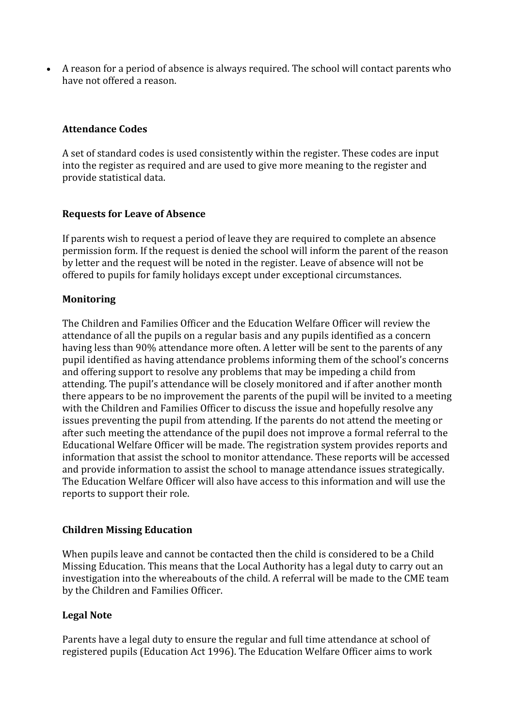- A reason for a period of absence is always required. The school will contact parents who have not offered a reason.

**Attendance Codes**

A set of standard codes is used consistently within the register. These codes are input into the register as required and are used to give more meaning to the register and provide statistical data.

**Requests for Leave of Absence**

If parents wish to request a period of leave they are required to complete an absence permission form. If the request is denied the school will inform the parent of the reason by letter and the request will be noted in the register. Leave of absence will not be offered to pupils for family holidays except under exceptional circumstances.

**Monitoring**

The Children and Families Officer and the Education Welfare Officer will review the attendance of all the pupils on a regular basis and any pupils identified as a concern having less than 90% attendance more often. A letter will be sent to the parents of any pupil identified as having attendance problems informing them of the school's concerns and offering support to resolve any problems that may be impeding a child from attending. The pupil's attendance will be closely monitored and if after another month there appears to be no improvement the parents of the pupil will be invited to a meeting with the Children and Families Officer to discuss the issue and hopefully resolve any issues preventing the pupil from attending. If the parents do not attend the meeting or after such meeting the attendance of the pupil does not improve a formal referral to the Educational Welfare Officer will be made. The registration system provides reports and information that assist the school to monitor attendance. These reports will be accessed and provide information to assist the school to manage attendance issues strategically. The Education Welfare Officer will also have access to this information and will use the reports to support their role.

**Children Missing Education**

When pupils leave and cannot be contacted then the child is considered to be a Child Missing Education. This means that the Local Authority has a legal duty to carry out an investigation into the whereabouts of the child. A referral will be made to the CME team by the Children and Families Officer.

**Legal Note**

Parents have a legal duty to ensure the regular and full time attendance at school of registered pupils (Education Act 1996). The Education Welfare Officer aims to work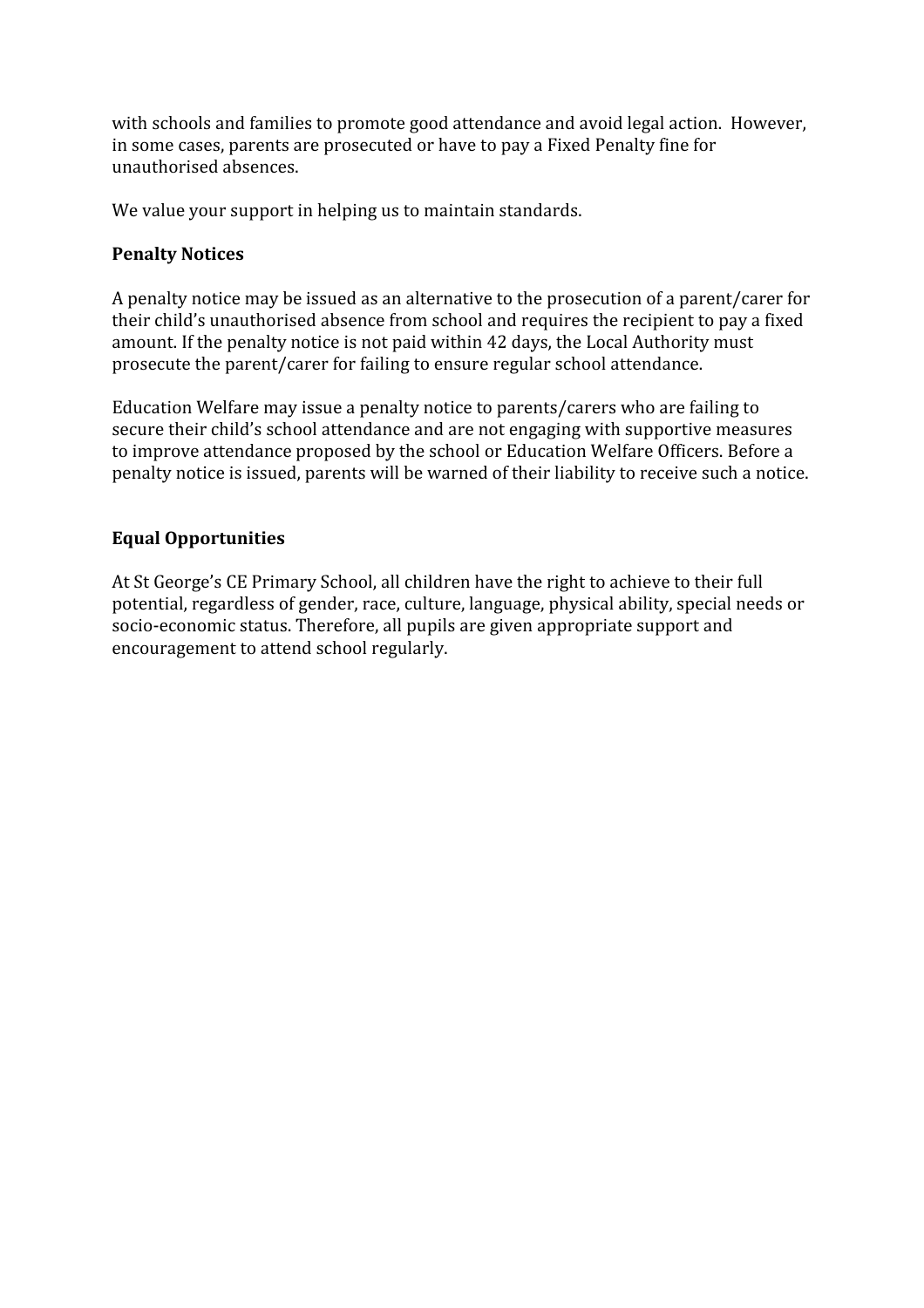with schools and families to promote good attendance and avoid legal action. However, in some cases, parents are prosecuted or have to pay a Fixed Penalty fine for unauthorised absences.

We value your support in helping us to maintain standards.

**Penalty Notices**

A penalty notice may be issued as an alternative to the prosecution of a parent/carer for their child's unauthorised absence from school and requires the recipient to pay a fixed amount. If the penalty notice is not paid within 42 days, the Local Authority must prosecute the parent/carer for failing to ensure regular school attendance.

Education Welfare may issue a penalty notice to parents/carers who are failing to secure their child's school attendance and are not engaging with supportive measures to improve attendance proposed by the school or Education Welfare Officers. Before a penalty notice is issued, parents will be warned of their liability to receive such a notice.

**Equal Opportunities**

At St George's CE Primary School, all children have the right to achieve to their full potential, regardless of gender, race, culture, language, physical ability, special needs or socio-economic status. Therefore, all pupils are given appropriate support and encouragement to attend school regularly.